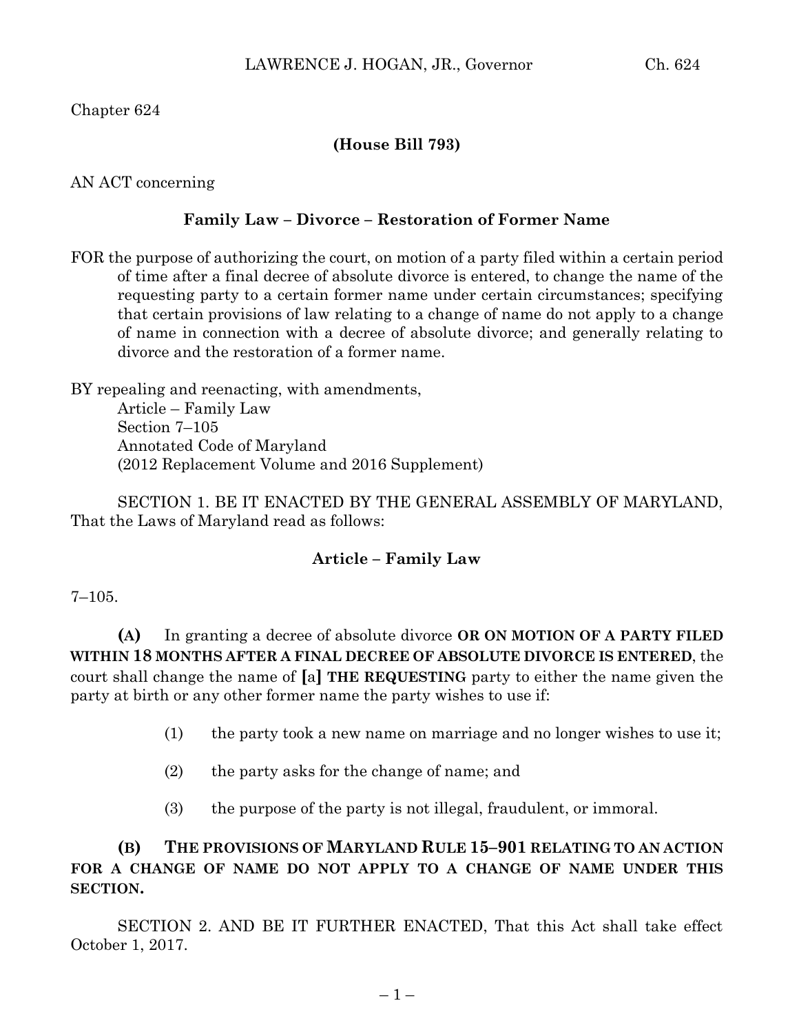Chapter 624

**(House Bill 793)**

AN ACT concerning

**Family Law – Divorce – Restoration of Former Name**

FOR the purpose of authorizing the court, on motion of a party filed within a certain period of time after a final decree of absolute divorce is entered, to change the name of the requesting party to a certain former name under certain circumstances; specifying that certain provisions of law relating to a change of name do not apply to a change of name in connection with a decree of absolute divorce; and generally relating to divorce and the restoration of a former name.

BY repealing and reenacting, with amendments,
Article – Family Law
Section 7–105
Annotated Code of Maryland
(2012 Replacement Volume and 2016 Supplement)

SECTION 1. BE IT ENACTED BY THE GENERAL ASSEMBLY OF MARYLAND, That the Laws of Maryland read as follows:

**Article – Family Law**

7–105.

**(A)** In granting a decree of absolute divorce **OR ON MOTION OF A PARTY FILED WITHIN 18 MONTHS AFTER A FINAL DECREE OF ABSOLUTE DIVORCE IS ENTERED**, the court shall change the name of **[**a**] THE REQUESTING** party to either the name given the party at birth or any other former name the party wishes to use if:

(1) the party took a new name on marriage and no longer wishes to use it;

(2) the party asks for the change of name; and

(3) the purpose of the party is not illegal, fraudulent, or immoral.

**(B) THE PROVISIONS OF MARYLAND RULE 15–901 RELATING TO AN ACTION FOR A CHANGE OF NAME DO NOT APPLY TO A CHANGE OF NAME UNDER THIS SECTION.**

SECTION 2. AND BE IT FURTHER ENACTED, That this Act shall take effect October 1, 2017.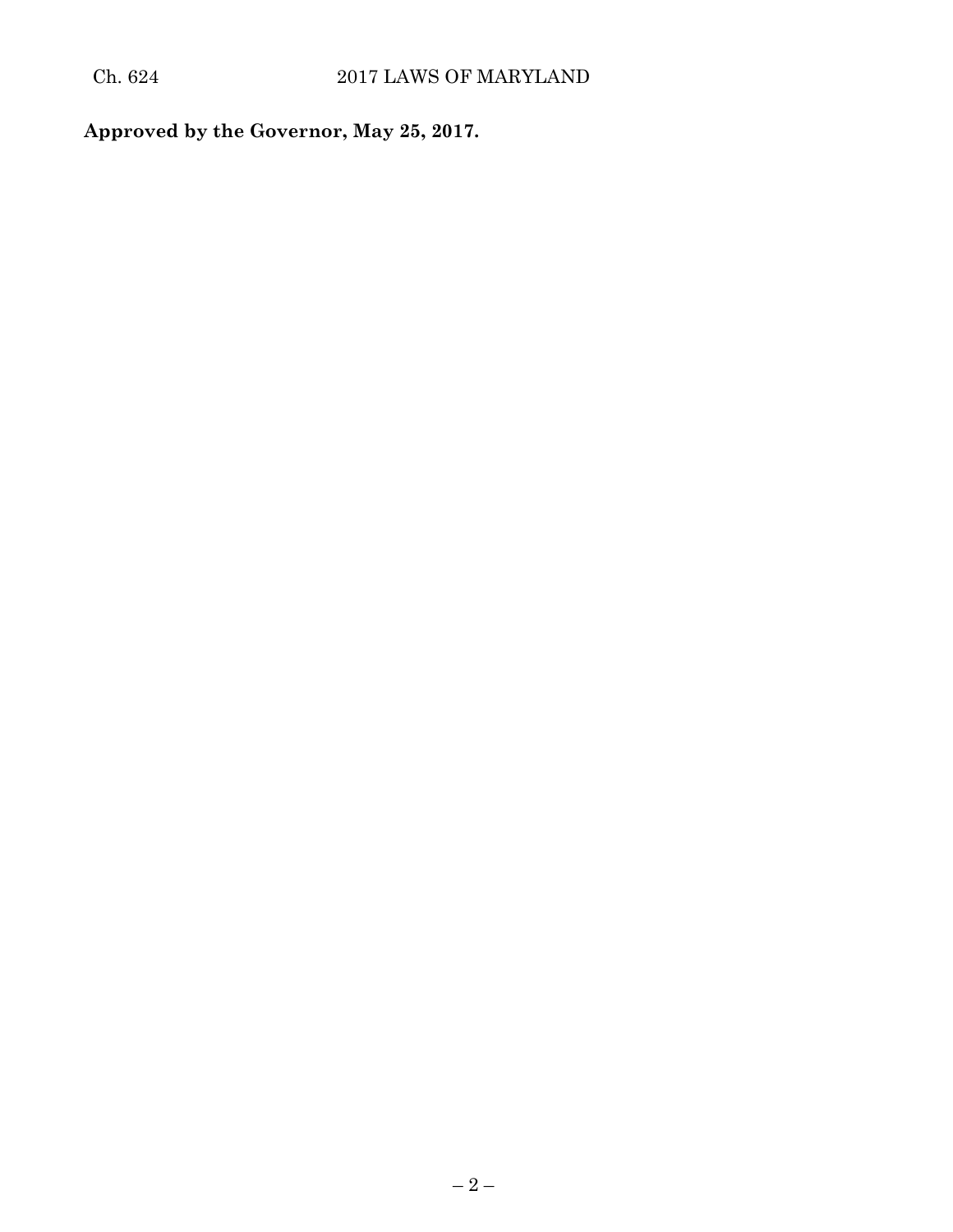**Approved by the Governor, May 25, 2017.**